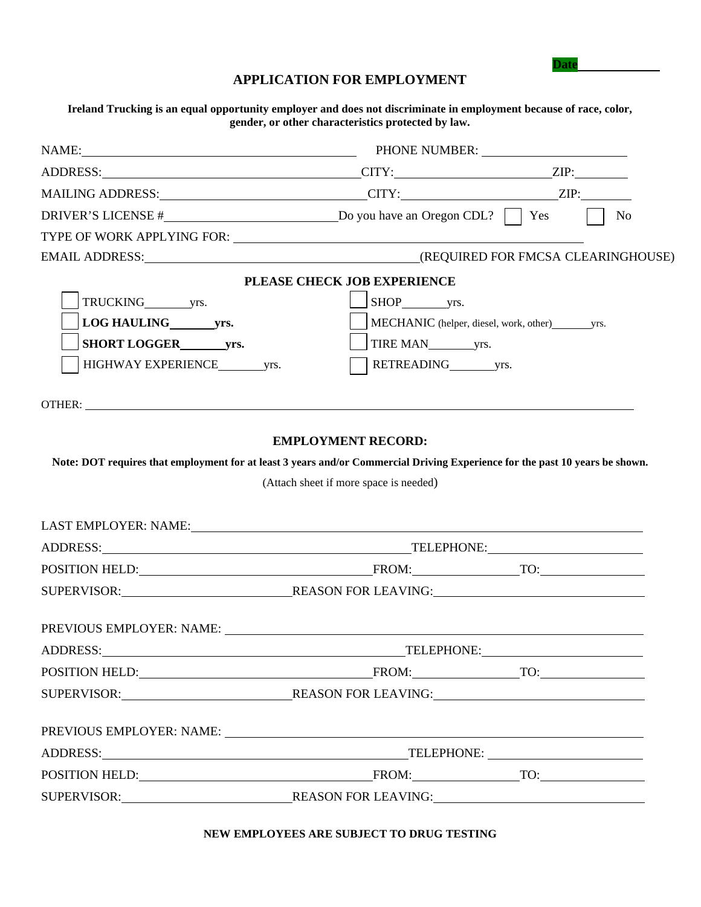Date____________

# APPLICATION FOR EMPLOYMENT

**Ireland Trucking is an equal opportunity employer and does not discriminate in employment because of race, color, gender, or other characteristics protected by law.**

NAME:______________________________ PHONE NUMBER: ____________________

ADDRESS:______________________________ CITY:____________________ ZIP:__________

MAILING ADDRESS:______________________________ CITY:____________________ ZIP:__________

DRIVER'S LICENSE #____________________ Do you have an Oregon CDL? ☐ Yes ☐ No

TYPE OF WORK APPLYING FOR: ______________________________

EMAIL ADDRESS:______________________________ (REQUIRED FOR FMCSA CLEARINGHOUSE)

## PLEASE CHECK JOB EXPERIENCE

☐ TRUCKING_______yrs.

☐ **LOG HAULING_______yrs.**

☐ **SHORT LOGGER_______yrs.**

☐ HIGHWAY EXPERIENCE_______yrs.

☐ SHOP_______yrs.

☐ MECHANIC (helper, diesel, work, other)_______yrs.

☐ TIRE MAN_______yrs.

☐ RETREADING_______yrs.

OTHER: ______________________________

## EMPLOYMENT RECORD:

**Note: DOT requires that employment for at least 3 years and/or Commercial Driving Experience for the past 10 years be shown.**

(Attach sheet if more space is needed)

LAST EMPLOYER: NAME:______________________________

ADDRESS:______________________________ TELEPHONE:____________________

POSITION HELD:______________________________ FROM:______________ TO:______________

SUPERVISOR:____________________ REASON FOR LEAVING:______________________________

PREVIOUS EMPLOYER: NAME: ______________________________

ADDRESS:______________________________ TELEPHONE:____________________

POSITION HELD:______________________________ FROM:______________ TO:______________

SUPERVISOR:____________________ REASON FOR LEAVING:______________________________

PREVIOUS EMPLOYER: NAME: ______________________________

ADDRESS:______________________________ TELEPHONE: ____________________

POSITION HELD:______________________________ FROM:______________ TO:______________

SUPERVISOR:____________________ REASON FOR LEAVING:______________________________

**NEW EMPLOYEES ARE SUBJECT TO DRUG TESTING**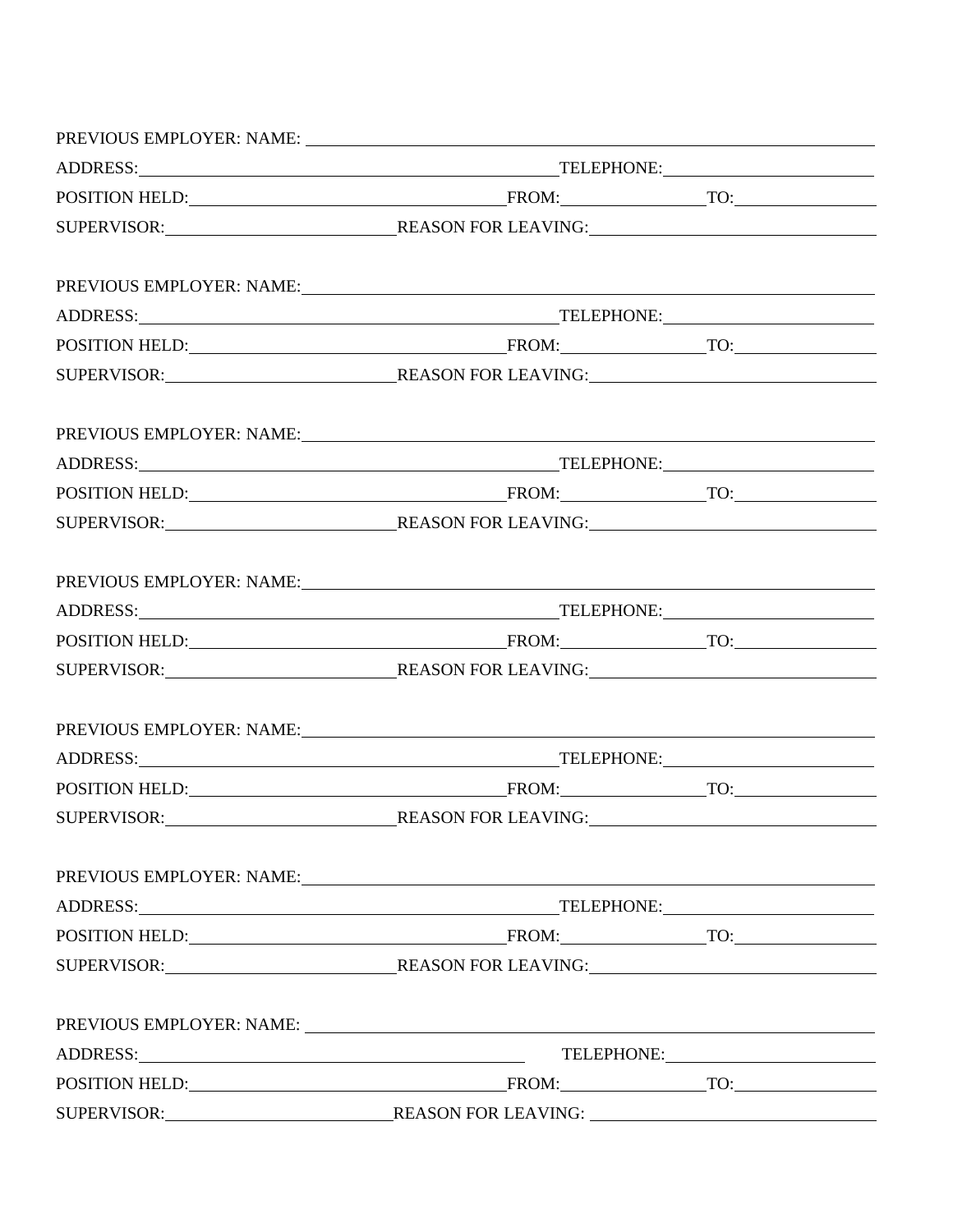PREVIOUS EMPLOYER: NAME: ______________________________________________

ADDRESS: ______________________________________ TELEPHONE: ____________________

POSITION HELD: ____________________________ FROM: _____________ TO: _____________

SUPERVISOR: ____________________ REASON FOR LEAVING: _________________________

PREVIOUS EMPLOYER: NAME: ______________________________________________

ADDRESS: ______________________________________ TELEPHONE: ____________________

POSITION HELD: ____________________________ FROM: _____________ TO: _____________

SUPERVISOR: ____________________ REASON FOR LEAVING: _________________________

PREVIOUS EMPLOYER: NAME: ______________________________________________

ADDRESS: ______________________________________ TELEPHONE: ____________________

POSITION HELD: ____________________________ FROM: _____________ TO: _____________

SUPERVISOR: ____________________ REASON FOR LEAVING: _________________________

PREVIOUS EMPLOYER: NAME: ______________________________________________

ADDRESS: ______________________________________ TELEPHONE: ____________________

POSITION HELD: ____________________________ FROM: _____________ TO: _____________

SUPERVISOR: ____________________ REASON FOR LEAVING: _________________________

PREVIOUS EMPLOYER: NAME: ______________________________________________

ADDRESS: ______________________________________ TELEPHONE: ____________________

POSITION HELD: ____________________________ FROM: _____________ TO: _____________

SUPERVISOR: ____________________ REASON FOR LEAVING: _________________________

PREVIOUS EMPLOYER: NAME: ______________________________________________

ADDRESS: ______________________________________ TELEPHONE: ____________________

POSITION HELD: ____________________________ FROM: _____________ TO: _____________

SUPERVISOR: ____________________ REASON FOR LEAVING: _________________________

PREVIOUS EMPLOYER: NAME: ______________________________________________

ADDRESS: ______________________________________ TELEPHONE: ____________________

POSITION HELD: ____________________________ FROM: _____________ TO: _____________

SUPERVISOR: ____________________ REASON FOR LEAVING: _________________________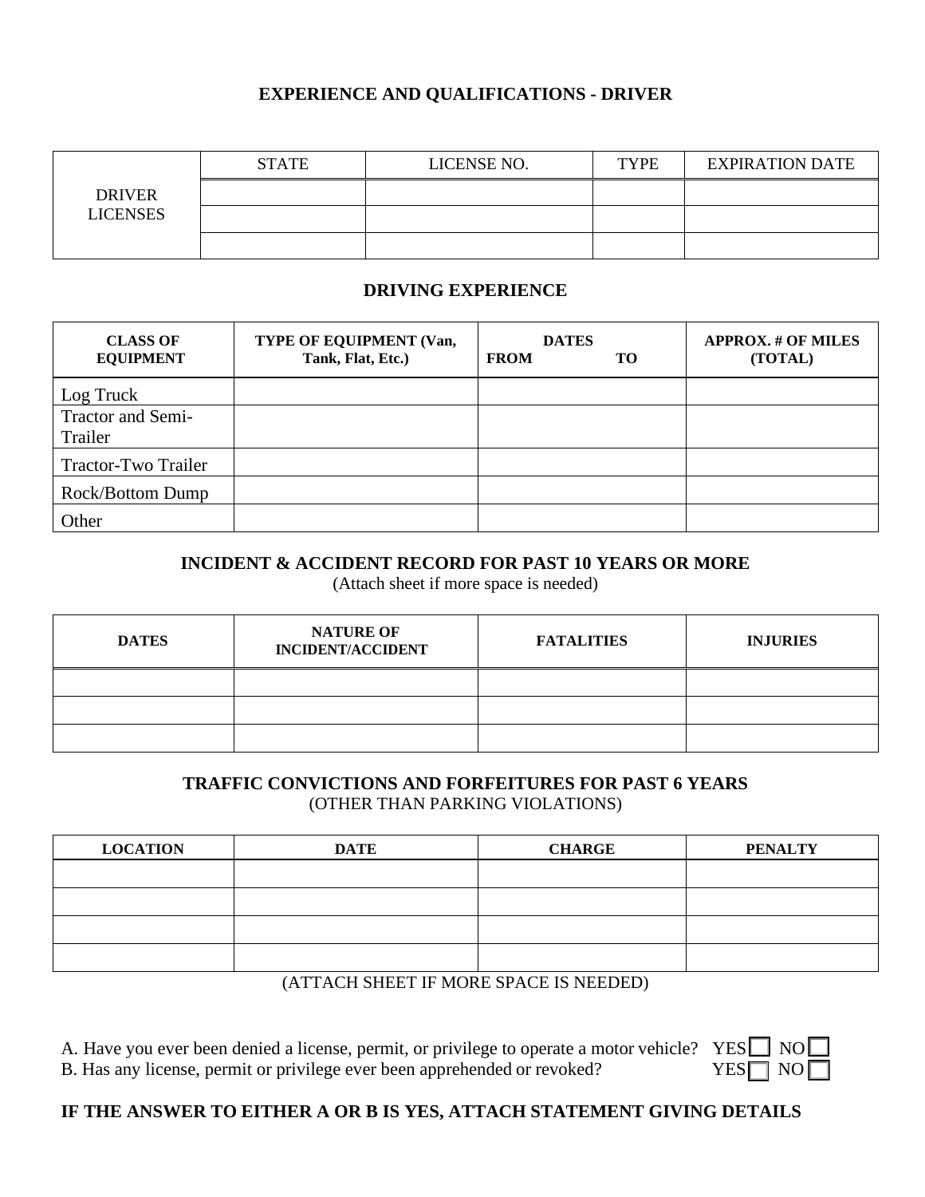## EXPERIENCE AND QUALIFICATIONS - DRIVER

| DRIVER LICENSES | STATE | LICENSE NO. | TYPE | EXPIRATION DATE |
|---|---|---|---|---|
| | | | | |
| | | | | |
| | | | | |

## DRIVING EXPERIENCE

| CLASS OF EQUIPMENT | TYPE OF EQUIPMENT (Van, Tank, Flat, Etc.) | DATES FROM TO | APPROX. # OF MILES (TOTAL) |
|---|---|---|---|
| Log Truck | | | |
| Tractor and Semi-Trailer | | | |
| Tractor-Two Trailer | | | |
| Rock/Bottom Dump | | | |
| Other | | | |

## INCIDENT & ACCIDENT RECORD FOR PAST 10 YEARS OR MORE

(Attach sheet if more space is needed)

| DATES | NATURE OF INCIDENT/ACCIDENT | FATALITIES | INJURIES |
|---|---|---|---|
| | | | |
| | | | |
| | | | |

## TRAFFIC CONVICTIONS AND FORFEITURES FOR PAST 6 YEARS

(OTHER THAN PARKING VIOLATIONS)

| LOCATION | DATE | CHARGE | PENALTY |
|---|---|---|---|
| | | | |
| | | | |
| | | | |
| | | | |

(ATTACH SHEET IF MORE SPACE IS NEEDED)

A. Have you ever been denied a license, permit, or privilege to operate a motor vehicle? YES ☐ NO ☐

B. Has any license, permit or privilege ever been apprehended or revoked? YES ☐ NO ☐

**IF THE ANSWER TO EITHER A OR B IS YES, ATTACH STATEMENT GIVING DETAILS**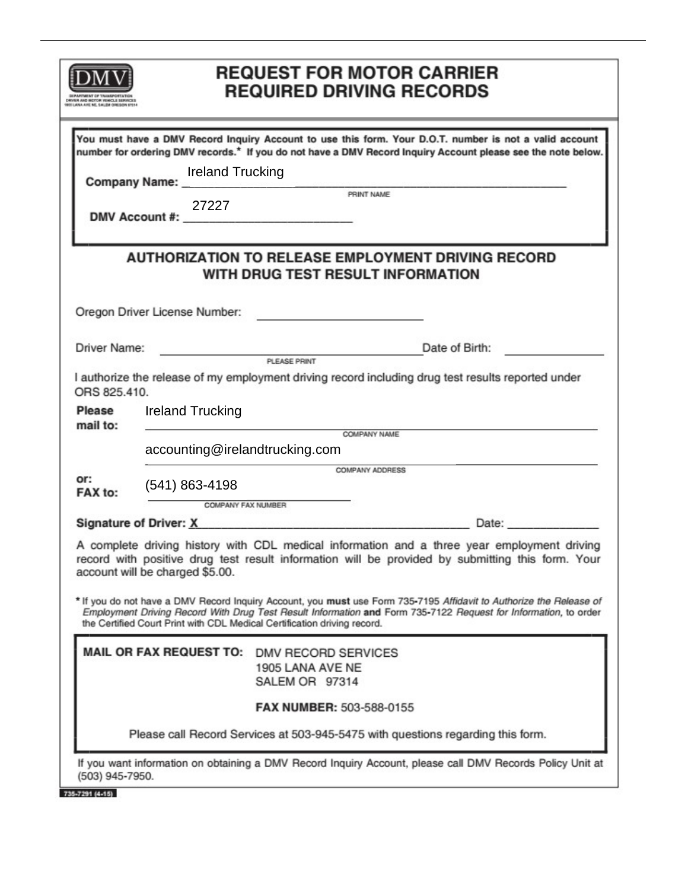DMV
DEPARTMENT OF TRANSPORTATION
DRIVER AND MOTOR VEHICLE SERVICES
1905 LANA AVE NE, SALEM OREGON 97314

# REQUEST FOR MOTOR CARRIER REQUIRED DRIVING RECORDS

You must have a DMV Record Inquiry Account to use this form. Your D.O.T. number is not a valid account number for ordering DMV records.* If you do not have a DMV Record Inquiry Account please see the note below.

**Company Name:** Ireland Trucking
PRINT NAME

**DMV Account #:** 27227

## AUTHORIZATION TO RELEASE EMPLOYMENT DRIVING RECORD WITH DRUG TEST RESULT INFORMATION

Oregon Driver License Number: ____________________

Driver Name: ______________________________ Date of Birth: ____________
PLEASE PRINT

I authorize the release of my employment driving record including drug test results reported under ORS 825.410.

**Please mail to:** Ireland Trucking
COMPANY NAME

accounting@irelandtrucking.com
COMPANY ADDRESS

**or: FAX to:** (541) 863-4198
COMPANY FAX NUMBER

**Signature of Driver:** X______________________________ Date: ____________

A complete driving history with CDL medical information and a three year employment driving record with positive drug test result information will be provided by submitting this form. Your account will be charged $5.00.

* If you do not have a DMV Record Inquiry Account, you **must** use Form 735-7195 *Affidavit to Authorize the Release of Employment Driving Record With Drug Test Result Information* **and** Form 735-7122 *Request for Information*, to order the Certified Court Print with CDL Medical Certification driving record.

**MAIL OR FAX REQUEST TO:** DMV RECORD SERVICES
1905 LANA AVE NE
SALEM OR 97314

**FAX NUMBER:** 503-588-0155

Please call Record Services at 503-945-5475 with questions regarding this form.

If you want information on obtaining a DMV Record Inquiry Account, please call DMV Records Policy Unit at (503) 945-7950.

735-7291 (4-15)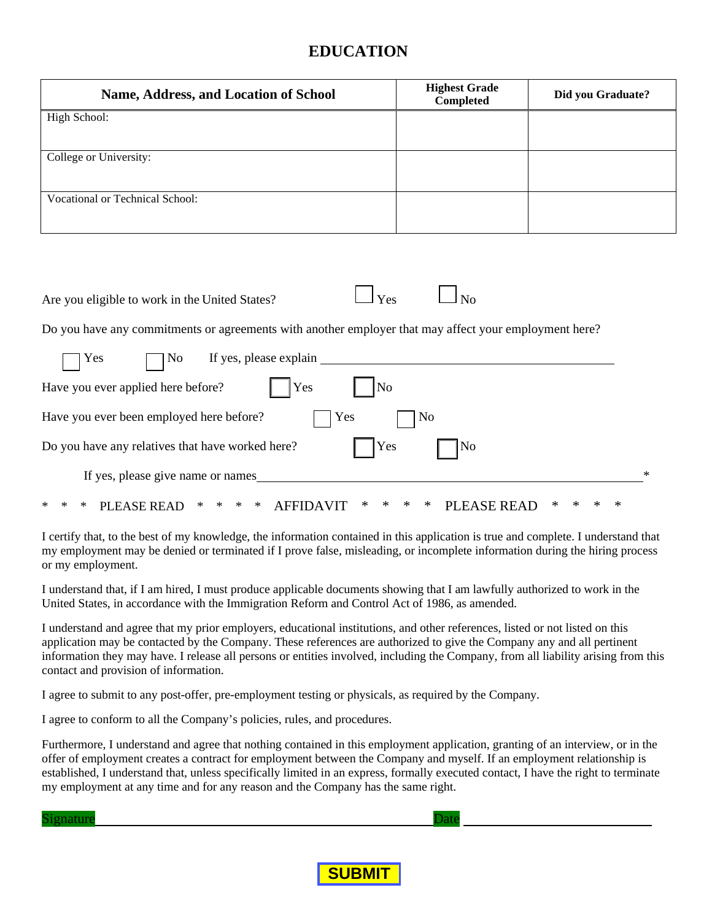# EDUCATION

| Name, Address, and Location of School | Highest Grade Completed | Did you Graduate? |
|---|---|---|
| High School: | | |
| College or University: | | |
| Vocational or Technical School: | | |

Are you eligible to work in the United States? ☐ Yes ☐ No

Do you have any commitments or agreements with another employer that may affect your employment here?

☐ Yes ☐ No If yes, please explain ______________________________________________

Have you ever applied here before? ☐ Yes ☐ No

Have you ever been employed here before? ☐ Yes ☐ No

Do you have any relatives that have worked here? ☐ Yes ☐ No

If yes, please give name or names ______________________________________________ *

* * * PLEASE READ * * * * AFFIDAVIT * * * * PLEASE READ * * * *

I certify that, to the best of my knowledge, the information contained in this application is true and complete. I understand that my employment may be denied or terminated if I prove false, misleading, or incomplete information during the hiring process or my employment.

I understand that, if I am hired, I must produce applicable documents showing that I am lawfully authorized to work in the United States, in accordance with the Immigration Reform and Control Act of 1986, as amended.

I understand and agree that my prior employers, educational institutions, and other references, listed or not listed on this application may be contacted by the Company. These references are authorized to give the Company any and all pertinent information they may have. I release all persons or entities involved, including the Company, from all liability arising from this contact and provision of information.

I agree to submit to any post-offer, pre-employment testing or physicals, as required by the Company.

I agree to conform to all the Company's policies, rules, and procedures.

Furthermore, I understand and agree that nothing contained in this employment application, granting of an interview, or in the offer of employment creates a contract for employment between the Company and myself. If an employment relationship is established, I understand that, unless specifically limited in an express, formally executed contact, I have the right to terminate my employment at any time and for any reason and the Company has the same right.

Signature ______________________________________________ Date ______________________

**SUBMIT**